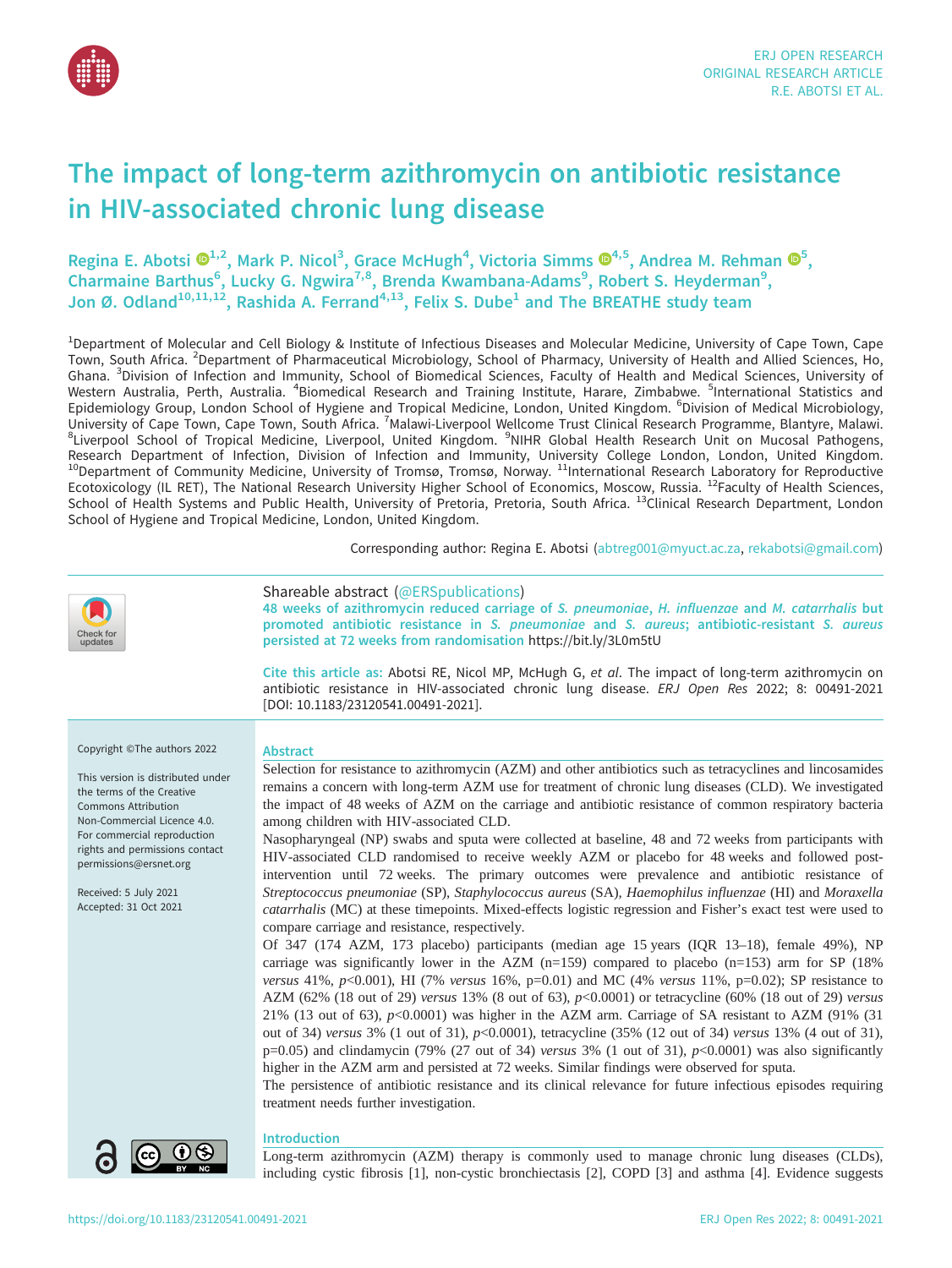# The impact of long-term azithromycin on antibiotic resistance in HIV-associated chronic lung disease

Regina E. Abotsi[1,2], Mark P. Nicol[3], Grace McHugh[4], Victoria Simms[4,5], Andrea M. Rehman[5], Charmaine Barthus[6], Lucky G. Ngwira[7,8], Brenda Kwambana-Adams[9], Robert S. Heyderman[9], Jon Ø. Odland[10,11,12], Rashida A. Ferrand[4,13], Felix S. Dube[1] and The BREATHE study team

[1]Department of Molecular and Cell Biology & Institute of Infectious Diseases and Molecular Medicine, University of Cape Town, Cape Town, South Africa. [2]Department of Pharmaceutical Microbiology, School of Pharmacy, University of Health and Allied Sciences, Ho, Ghana. [3]Division of Infection and Immunity, School of Biomedical Sciences, Faculty of Health and Medical Sciences, University of Western Australia, Perth, Australia. [4]Biomedical Research and Training Institute, Harare, Zimbabwe. [5]International Statistics and Epidemiology Group, London School of Hygiene and Tropical Medicine, London, United Kingdom. [6]Division of Medical Microbiology, University of Cape Town, Cape Town, South Africa. [7]Malawi-Liverpool Wellcome Trust Clinical Research Programme, Blantyre, Malawi. [8]Liverpool School of Tropical Medicine, Liverpool, United Kingdom. [9]NIHR Global Health Research Unit on Mucosal Pathogens, Research Department of Infection, Division of Infection and Immunity, University College London, London, United Kingdom. [10]Department of Community Medicine, University of Tromsø, Tromsø, Norway. [11]International Research Laboratory for Reproductive Ecotoxicology (IL RET), The National Research University Higher School of Economics, Moscow, Russia. [12]Faculty of Health Sciences, School of Health Systems and Public Health, University of Pretoria, Pretoria, South Africa. [13]Clinical Research Department, London School of Hygiene and Tropical Medicine, London, United Kingdom.

Corresponding author: Regina E. Abotsi (abtreg001@myuct.ac.za, rekabotsi@gmail.com)

Shareable abstract (@ERSpublications)
48 weeks of azithromycin reduced carriage of *S. pneumoniae*, *H. influenzae* and *M. catarrhalis* but promoted antibiotic resistance in *S. pneumoniae* and *S. aureus*; antibiotic-resistant *S. aureus* persisted at 72 weeks from randomisation https://bit.ly/3L0m5tU

Cite this article as: Abotsi RE, Nicol MP, McHugh G, *et al*. The impact of long-term azithromycin on antibiotic resistance in HIV-associated chronic lung disease. *ERJ Open Res* 2022; 8: 00491-2021 [DOI: 10.1183/23120541.00491-2021].

Copyright ©The authors 2022

This version is distributed under the terms of the Creative Commons Attribution Non-Commercial Licence 4.0. For commercial reproduction rights and permissions contact permissions@ersnet.org

Received: 5 July 2021
Accepted: 31 Oct 2021

## Abstract

Selection for resistance to azithromycin (AZM) and other antibiotics such as tetracyclines and lincosamides remains a concern with long-term AZM use for treatment of chronic lung diseases (CLD). We investigated the impact of 48 weeks of AZM on the carriage and antibiotic resistance of common respiratory bacteria among children with HIV-associated CLD.

Nasopharyngeal (NP) swabs and sputa were collected at baseline, 48 and 72 weeks from participants with HIV-associated CLD randomised to receive weekly AZM or placebo for 48 weeks and followed post-intervention until 72 weeks. The primary outcomes were prevalence and antibiotic resistance of *Streptococcus pneumoniae* (SP), *Staphylococcus aureus* (SA), *Haemophilus influenzae* (HI) and *Moraxella catarrhalis* (MC) at these timepoints. Mixed-effects logistic regression and Fisher's exact test were used to compare carriage and resistance, respectively.

Of 347 (174 AZM, 173 placebo) participants (median age 15 years (IQR 13–18), female 49%), NP carriage was significantly lower in the AZM (n=159) compared to placebo (n=153) arm for SP (18% *versus* 41%, $p<0.001$), HI (7% *versus* 16%, p=0.01) and MC (4% *versus* 11%, p=0.02); SP resistance to AZM (62% (18 out of 29) *versus* 13% (8 out of 63), $p<0.0001$) or tetracycline (60% (18 out of 29) *versus* 21% (13 out of 63), $p<0.0001$) was higher in the AZM arm. Carriage of SA resistant to AZM (91% (31 out of 34) *versus* 3% (1 out of 31), $p<0.0001$), tetracycline (35% (12 out of 34) *versus* 13% (4 out of 31), p=0.05) and clindamycin (79% (27 out of 34) *versus* 3% (1 out of 31), $p<0.0001$) was also significantly higher in the AZM arm and persisted at 72 weeks. Similar findings were observed for sputa.

The persistence of antibiotic resistance and its clinical relevance for future infectious episodes requiring treatment needs further investigation.

## Introduction

Long-term azithromycin (AZM) therapy is commonly used to manage chronic lung diseases (CLDs), including cystic fibrosis [1], non-cystic bronchiectasis [2], COPD [3] and asthma [4]. Evidence suggests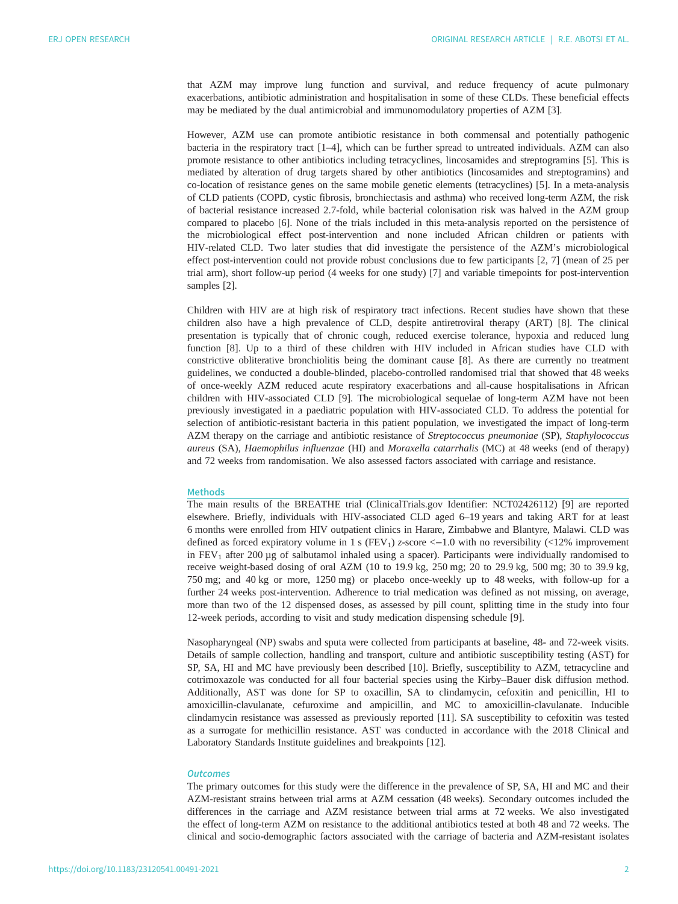that AZM may improve lung function and survival, and reduce frequency of acute pulmonary exacerbations, antibiotic administration and hospitalisation in some of these CLDs. These beneficial effects may be mediated by the dual antimicrobial and immunomodulatory properties of AZM [3].

However, AZM use can promote antibiotic resistance in both commensal and potentially pathogenic bacteria in the respiratory tract [1–4], which can be further spread to untreated individuals. AZM can also promote resistance to other antibiotics including tetracyclines, lincosamides and streptogramins [5]. This is mediated by alteration of drug targets shared by other antibiotics (lincosamides and streptogramins) and co-location of resistance genes on the same mobile genetic elements (tetracyclines) [5]. In a meta-analysis of CLD patients (COPD, cystic fibrosis, bronchiectasis and asthma) who received long-term AZM, the risk of bacterial resistance increased 2.7-fold, while bacterial colonisation risk was halved in the AZM group compared to placebo [6]. None of the trials included in this meta-analysis reported on the persistence of the microbiological effect post-intervention and none included African children or patients with HIV-related CLD. Two later studies that did investigate the persistence of the AZM's microbiological effect post-intervention could not provide robust conclusions due to few participants [2, 7] (mean of 25 per trial arm), short follow-up period (4 weeks for one study) [7] and variable timepoints for post-intervention samples [2].

Children with HIV are at high risk of respiratory tract infections. Recent studies have shown that these children also have a high prevalence of CLD, despite antiretroviral therapy (ART) [8]. The clinical presentation is typically that of chronic cough, reduced exercise tolerance, hypoxia and reduced lung function [8]. Up to a third of these children with HIV included in African studies have CLD with constrictive obliterative bronchiolitis being the dominant cause [8]. As there are currently no treatment guidelines, we conducted a double-blinded, placebo-controlled randomised trial that showed that 48 weeks of once-weekly AZM reduced acute respiratory exacerbations and all-cause hospitalisations in African children with HIV-associated CLD [9]. The microbiological sequelae of long-term AZM have not been previously investigated in a paediatric population with HIV-associated CLD. To address the potential for selection of antibiotic-resistant bacteria in this patient population, we investigated the impact of long-term AZM therapy on the carriage and antibiotic resistance of *Streptococcus pneumoniae* (SP), *Staphylococcus aureus* (SA), *Haemophilus influenzae* (HI) and *Moraxella catarrhalis* (MC) at 48 weeks (end of therapy) and 72 weeks from randomisation. We also assessed factors associated with carriage and resistance.

## Methods

The main results of the BREATHE trial (ClinicalTrials.gov Identifier: NCT02426112) [9] are reported elsewhere. Briefly, individuals with HIV-associated CLD aged 6–19 years and taking ART for at least 6 months were enrolled from HIV outpatient clinics in Harare, Zimbabwe and Blantyre, Malawi. CLD was defined as forced expiratory volume in 1 s ($FEV_1$) *z*-score $<-1.0$ with no reversibility (<12% improvement in $FEV_1$ after 200 µg of salbutamol inhaled using a spacer). Participants were individually randomised to receive weight-based dosing of oral AZM (10 to 19.9 kg, 250 mg; 20 to 29.9 kg, 500 mg; 30 to 39.9 kg, 750 mg; and 40 kg or more, 1250 mg) or placebo once-weekly up to 48 weeks, with follow-up for a further 24 weeks post-intervention. Adherence to trial medication was defined as not missing, on average, more than two of the 12 dispensed doses, as assessed by pill count, splitting time in the study into four 12-week periods, according to visit and study medication dispensing schedule [9].

Nasopharyngeal (NP) swabs and sputa were collected from participants at baseline, 48- and 72-week visits. Details of sample collection, handling and transport, culture and antibiotic susceptibility testing (AST) for SP, SA, HI and MC have previously been described [10]. Briefly, susceptibility to AZM, tetracycline and cotrimoxazole was conducted for all four bacterial species using the Kirby–Bauer disk diffusion method. Additionally, AST was done for SP to oxacillin, SA to clindamycin, cefoxitin and penicillin, HI to amoxicillin-clavulanate, cefuroxime and ampicillin, and MC to amoxicillin-clavulanate. Inducible clindamycin resistance was assessed as previously reported [11]. SA susceptibility to cefoxitin was tested as a surrogate for methicillin resistance. AST was conducted in accordance with the 2018 Clinical and Laboratory Standards Institute guidelines and breakpoints [12].

### *Outcomes*

The primary outcomes for this study were the difference in the prevalence of SP, SA, HI and MC and their AZM-resistant strains between trial arms at AZM cessation (48 weeks). Secondary outcomes included the differences in the carriage and AZM resistance between trial arms at 72 weeks. We also investigated the effect of long-term AZM on resistance to the additional antibiotics tested at both 48 and 72 weeks. The clinical and socio-demographic factors associated with the carriage of bacteria and AZM-resistant isolates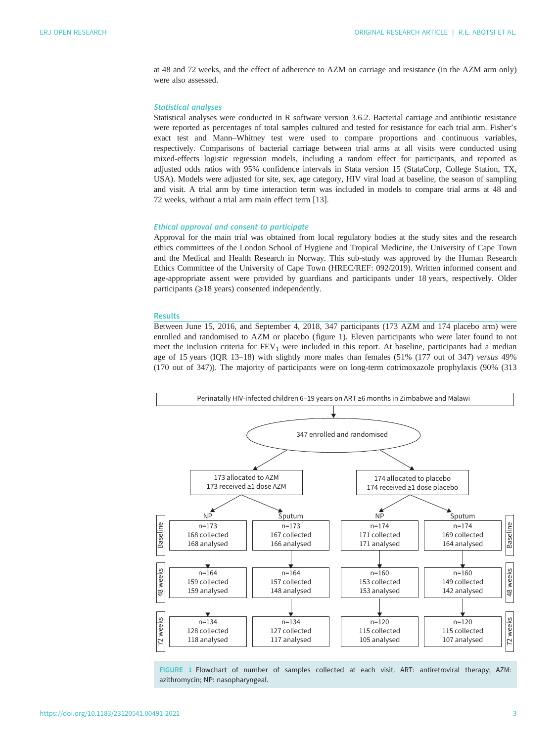at 48 and 72 weeks, and the effect of adherence to AZM on carriage and resistance (in the AZM arm only) were also assessed.

### Statistical analyses

Statistical analyses were conducted in R software version 3.6.2. Bacterial carriage and antibiotic resistance were reported as percentages of total samples cultured and tested for resistance for each trial arm. Fisher's exact test and Mann–Whitney test were used to compare proportions and continuous variables, respectively. Comparisons of bacterial carriage between trial arms at all visits were conducted using mixed-effects logistic regression models, including a random effect for participants, and reported as adjusted odds ratios with 95% confidence intervals in Stata version 15 (StataCorp, College Station, TX, USA). Models were adjusted for site, sex, age category, HIV viral load at baseline, the season of sampling and visit. A trial arm by time interaction term was included in models to compare trial arms at 48 and 72 weeks, without a trial arm main effect term [13].

### Ethical approval and consent to participate

Approval for the main trial was obtained from local regulatory bodies at the study sites and the research ethics committees of the London School of Hygiene and Tropical Medicine, the University of Cape Town and the Medical and Health Research in Norway. This sub-study was approved by the Human Research Ethics Committee of the University of Cape Town (HREC/REF: 092/2019). Written informed consent and age-appropriate assent were provided by guardians and participants under 18 years, respectively. Older participants (⩾18 years) consented independently.

## Results

Between June 15, 2016, and September 4, 2018, 347 participants (173 AZM and 174 placebo arm) were enrolled and randomised to AZM or placebo (figure 1). Eleven participants who were later found to not meet the inclusion criteria for $FEV_1$ were included in this report. At baseline, participants had a median age of 15 years (IQR 13–18) with slightly more males than females (51% (177 out of 347) *versus* 49% (170 out of 347)). The majority of participants were on long-term cotrimoxazole prophylaxis (90% (313

Perinatally HIV-infected children 6–19 years on ART ≥6 months in Zimbabwe and Malawi

347 enrolled and randomised

| | 173 allocated to AZM<br>173 received ≥1 dose AZM | | 174 allocated to placebo<br>174 received ≥1 dose placebo | |
|---|---|---|---|---|
| | NP | Sputum | NP | Sputum |
| Baseline | n=173<br>168 collected<br>168 analysed | n=173<br>167 collected<br>166 analysed | n=174<br>171 collected<br>171 analysed | n=174<br>169 collected<br>164 analysed |
| 48 weeks | n=164<br>159 collected<br>159 analysed | n=164<br>157 collected<br>148 analysed | n=160<br>153 collected<br>153 analysed | n=160<br>149 collected<br>142 analysed |
| 72 weeks | n=134<br>128 collected<br>118 analysed | n=134<br>127 collected<br>117 analysed | n=120<br>115 collected<br>105 analysed | n=120<br>115 collected<br>107 analysed |

FIGURE 1 Flowchart of number of samples collected at each visit. ART: antiretroviral therapy; AZM: azithromycin; NP: nasopharyngeal.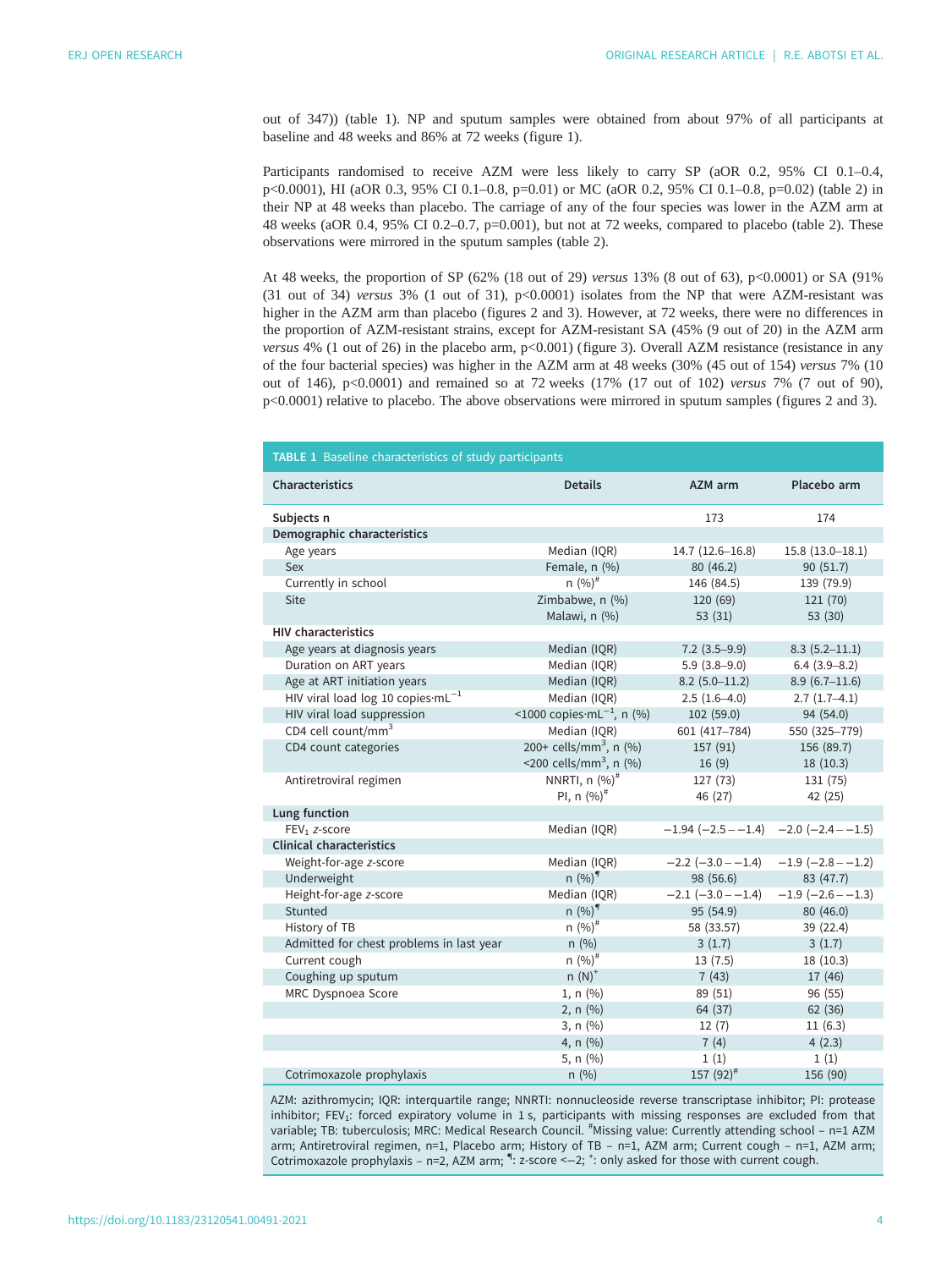out of 347)) (table 1). NP and sputum samples were obtained from about 97% of all participants at baseline and 48 weeks and 86% at 72 weeks (figure 1).

Participants randomised to receive AZM were less likely to carry SP (aOR 0.2, 95% CI 0.1–0.4, p<0.0001), HI (aOR 0.3, 95% CI 0.1–0.8, p=0.01) or MC (aOR 0.2, 95% CI 0.1–0.8, p=0.02) (table 2) in their NP at 48 weeks than placebo. The carriage of any of the four species was lower in the AZM arm at 48 weeks (aOR 0.4, 95% CI 0.2–0.7, p=0.001), but not at 72 weeks, compared to placebo (table 2). These observations were mirrored in the sputum samples (table 2).

At 48 weeks, the proportion of SP (62% (18 out of 29) *versus* 13% (8 out of 63), p<0.0001) or SA (91% (31 out of 34) *versus* 3% (1 out of 31), p<0.0001) isolates from the NP that were AZM-resistant was higher in the AZM arm than placebo (figures 2 and 3). However, at 72 weeks, there were no differences in the proportion of AZM-resistant strains, except for AZM-resistant SA (45% (9 out of 20) in the AZM arm *versus* 4% (1 out of 26) in the placebo arm, p<0.001) (figure 3). Overall AZM resistance (resistance in any of the four bacterial species) was higher in the AZM arm at 48 weeks (30% (45 out of 154) *versus* 7% (10 out of 146), p<0.0001) and remained so at 72 weeks (17% (17 out of 102) *versus* 7% (7 out of 90), p<0.0001) relative to placebo. The above observations were mirrored in sputum samples (figures 2 and 3).

**TABLE 1** Baseline characteristics of study participants

| Characteristics | Details | AZM arm | Placebo arm |
|---|---|---|---|
| **Subjects n** | | 173 | 174 |
| **Demographic characteristics** | | | |
| Age years | Median (IQR) | 14.7 (12.6–16.8) | 15.8 (13.0–18.1) |
| Sex | Female, n (%) | 80 (46.2) | 90 (51.7) |
| Currently in school | n (%)[#] | 146 (84.5) | 139 (79.9) |
| Site | Zimbabwe, n (%) | 120 (69) | 121 (70) |
| | Malawi, n (%) | 53 (31) | 53 (30) |
| **HIV characteristics** | | | |
| Age years at diagnosis years | Median (IQR) | 7.2 (3.5–9.9) | 8.3 (5.2–11.1) |
| Duration on ART years | Median (IQR) | 5.9 (3.8–9.0) | 6.4 (3.9–8.2) |
| Age at ART initiation years | Median (IQR) | 8.2 (5.0–11.2) | 8.9 (6.7–11.6) |
| HIV viral load log 10 copies·mL$^{-1}$ | Median (IQR) | 2.5 (1.6–4.0) | 2.7 (1.7–4.1) |
| HIV viral load suppression | <1000 copies·mL$^{-1}$, n (%) | 102 (59.0) | 94 (54.0) |
| CD4 cell count/mm$^3$ | Median (IQR) | 601 (417–784) | 550 (325–779) |
| CD4 count categories | 200+ cells/mm$^3$, n (%) | 157 (91) | 156 (89.7) |
| | <200 cells/mm$^3$, n (%) | 16 (9) | 18 (10.3) |
| Antiretroviral regimen | NNRTI, n (%)[#] | 127 (73) | 131 (75) |
| | PI, n (%)[#] | 46 (27) | 42 (25) |
| **Lung function** | | | |
| $FEV_1$ *z*-score | Median (IQR) | −1.94 (−2.5 – −1.4) | −2.0 (−2.4 – −1.5) |
| **Clinical characteristics** | | | |
| Weight-for-age *z*-score | Median (IQR) | −2.2 (−3.0 – −1.4) | −1.9 (−2.8 – −1.2) |
| Underweight | n (%)[¶] | 98 (56.6) | 83 (47.7) |
| Height-for-age *z*-score | Median (IQR) | −2.1 (−3.0 – −1.4) | −1.9 (−2.6 – −1.3) |
| Stunted | n (%)[¶] | 95 (54.9) | 80 (46.0) |
| History of TB | n (%)[#] | 58 (33.57) | 39 (22.4) |
| Admitted for chest problems in last year | n (%) | 3 (1.7) | 3 (1.7) |
| Current cough | n (%)[#] | 13 (7.5) | 18 (10.3) |
| Coughing up sputum | n (N)[+] | 7 (43) | 17 (46) |
| MRC Dyspnoea Score | 1, n (%) | 89 (51) | 96 (55) |
| | 2, n (%) | 64 (37) | 62 (36) |
| | 3, n (%) | 12 (7) | 11 (6.3) |
| | 4, n (%) | 7 (4) | 4 (2.3) |
| | 5, n (%) | 1 (1) | 1 (1) |
| Cotrimoxazole prophylaxis | n (%) | 157 (92)[#] | 156 (90) |

AZM: azithromycin; IQR: interquartile range; NNRTI: nonnucleoside reverse transcriptase inhibitor; PI: protease inhibitor; $FEV_1$: forced expiratory volume in 1 s, participants with missing responses are excluded from that variable; TB: tuberculosis; MRC: Medical Research Council. [#]Missing value: Currently attending school – n=1 AZM arm; Antiretroviral regimen, n=1, Placebo arm; History of TB – n=1, AZM arm; Current cough – n=1, AZM arm; Cotrimoxazole prophylaxis – n=2, AZM arm; [¶]: z-score <−2; [+]: only asked for those with current cough.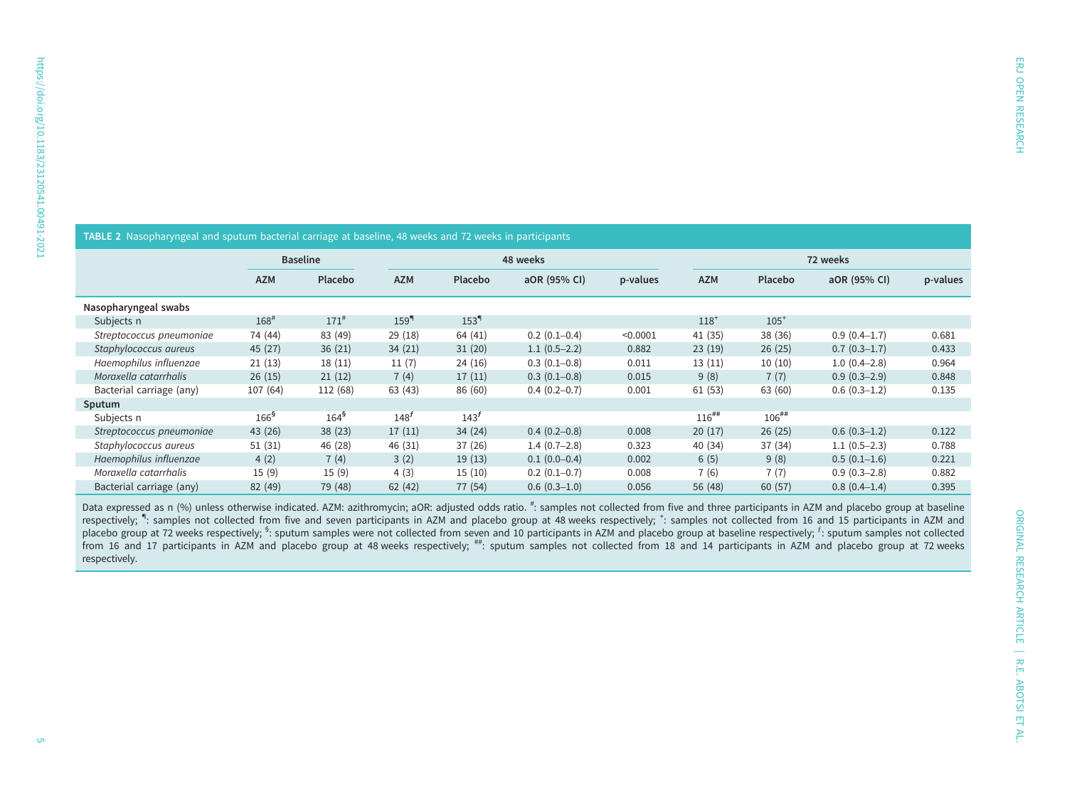**TABLE 2** Nasopharyngeal and sputum bacterial carriage at baseline, 48 weeks and 72 weeks in participants

| | Baseline | | 48 weeks | | | | 72 weeks | | | |
|---|---|---|---|---|---|---|---|---|---|---|
| | AZM | Placebo | AZM | Placebo | aOR (95% CI) | p-values | AZM | Placebo | aOR (95% CI) | p-values |
| **Nasopharyngeal swabs** | | | | | | | | | | |
| Subjects n | 168[#] | 171[#] | 159[¶] | 153[¶] | | | 118[+] | 105[+] | | |
| *Streptococcus pneumoniae* | 74 (44) | 83 (49) | 29 (18) | 64 (41) | 0.2 (0.1–0.4) | <0.0001 | 41 (35) | 38 (36) | 0.9 (0.4–1.7) | 0.681 |
| *Staphylococcus aureus* | 45 (27) | 36 (21) | 34 (21) | 31 (20) | 1.1 (0.5–2.2) | 0.882 | 23 (19) | 26 (25) | 0.7 (0.3–1.7) | 0.433 |
| *Haemophilus influenzae* | 21 (13) | 18 (11) | 11 (7) | 24 (16) | 0.3 (0.1–0.8) | 0.011 | 13 (11) | 10 (10) | 1.0 (0.4–2.8) | 0.964 |
| *Moraxella catarrhalis* | 26 (15) | 21 (12) | 7 (4) | 17 (11) | 0.3 (0.1–0.8) | 0.015 | 9 (8) | 7 (7) | 0.9 (0.3–2.9) | 0.848 |
| Bacterial carriage (any) | 107 (64) | 112 (68) | 63 (43) | 86 (60) | 0.4 (0.2–0.7) | 0.001 | 61 (53) | 63 (60) | 0.6 (0.3–1.2) | 0.135 |
| **Sputum** | | | | | | | | | | |
| Subjects n | 166[§] | 164[§] | 148[ƒ] | 143[ƒ] | | | 116[##] | 106[##] | | |
| *Streptococcus pneumoniae* | 43 (26) | 38 (23) | 17 (11) | 34 (24) | 0.4 (0.2–0.8) | 0.008 | 20 (17) | 26 (25) | 0.6 (0.3–1.2) | 0.122 |
| *Staphylococcus aureus* | 51 (31) | 46 (28) | 46 (31) | 37 (26) | 1.4 (0.7–2.8) | 0.323 | 40 (34) | 37 (34) | 1.1 (0.5–2.3) | 0.788 |
| *Haemophilus influenzae* | 4 (2) | 7 (4) | 3 (2) | 19 (13) | 0.1 (0.0–0.4) | 0.002 | 6 (5) | 9 (8) | 0.5 (0.1–1.6) | 0.221 |
| *Moraxella catarrhalis* | 15 (9) | 15 (9) | 4 (3) | 15 (10) | 0.2 (0.1–0.7) | 0.008 | 7 (6) | 7 (7) | 0.9 (0.3–2.8) | 0.882 |
| Bacterial carriage (any) | 82 (49) | 79 (48) | 62 (42) | 77 (54) | 0.6 (0.3–1.0) | 0.056 | 56 (48) | 60 (57) | 0.8 (0.4–1.4) | 0.395 |

Data expressed as n (%) unless otherwise indicated. AZM: azithromycin; aOR: adjusted odds ratio. [#]: samples not collected from five and three participants in AZM and placebo group at baseline respectively; [¶]: samples not collected from five and seven participants in AZM and placebo group at 48 weeks respectively; [+]: samples not collected from 16 and 15 participants in AZM and placebo group at 72 weeks respectively; [§]: sputum samples were not collected from seven and 10 participants in AZM and placebo group at baseline respectively; [ƒ]: sputum samples not collected from 16 and 17 participants in AZM and placebo group at 48 weeks respectively; [##]: sputum samples not collected from 18 and 14 participants in AZM and placebo group at 72 weeks respectively.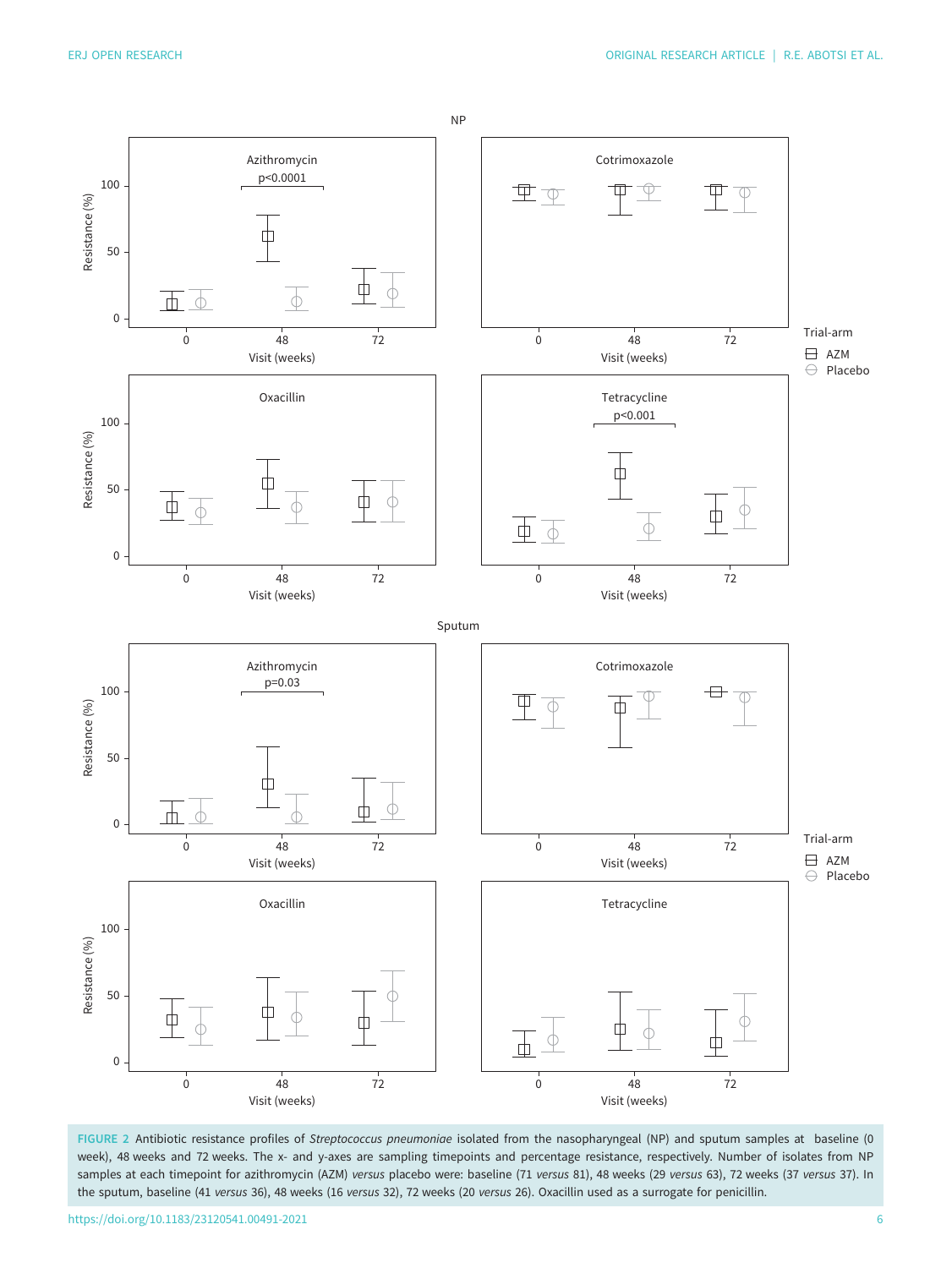**FIGURE 2** Antibiotic resistance profiles of *Streptococcus pneumoniae* isolated from the nasopharyngeal (NP) and sputum samples at baseline (0 week), 48 weeks and 72 weeks. The x- and y-axes are sampling timepoints and percentage resistance, respectively. Number of isolates from NP samples at each timepoint for azithromycin (AZM) *versus* placebo were: baseline (71 *versus* 81), 48 weeks (29 *versus* 63), 72 weeks (37 *versus* 37). In the sputum, baseline (41 *versus* 36), 48 weeks (16 *versus* 32), 72 weeks (20 *versus* 26). Oxacillin used as a surrogate for penicillin.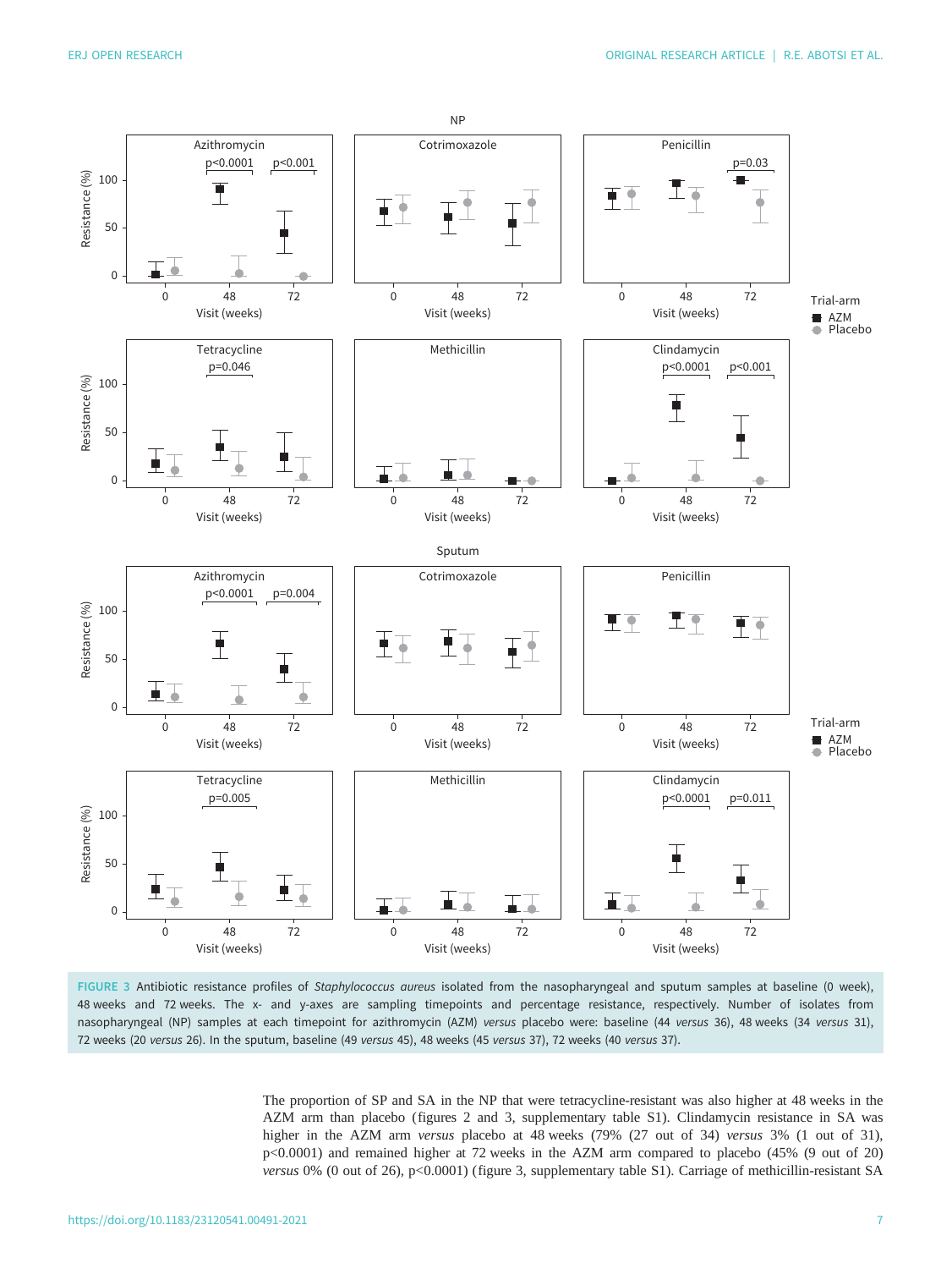**FIGURE 3** Antibiotic resistance profiles of *Staphylococcus aureus* isolated from the nasopharyngeal and sputum samples at baseline (0 week), 48 weeks and 72 weeks. The x- and y-axes are sampling timepoints and percentage resistance, respectively. Number of isolates from nasopharyngeal (NP) samples at each timepoint for azithromycin (AZM) *versus* placebo were: baseline (44 *versus* 36), 48 weeks (34 *versus* 31), 72 weeks (20 *versus* 26). In the sputum, baseline (49 *versus* 45), 48 weeks (45 *versus* 37), 72 weeks (40 *versus* 37).

The proportion of SP and SA in the NP that were tetracycline-resistant was also higher at 48 weeks in the AZM arm than placebo (figures 2 and 3, supplementary table S1). Clindamycin resistance in SA was higher in the AZM arm *versus* placebo at 48 weeks (79% (27 out of 34) *versus* 3% (1 out of 31), p<0.0001) and remained higher at 72 weeks in the AZM arm compared to placebo (45% (9 out of 20) *versus* 0% (0 out of 26), p<0.0001) (figure 3, supplementary table S1). Carriage of methicillin-resistant SA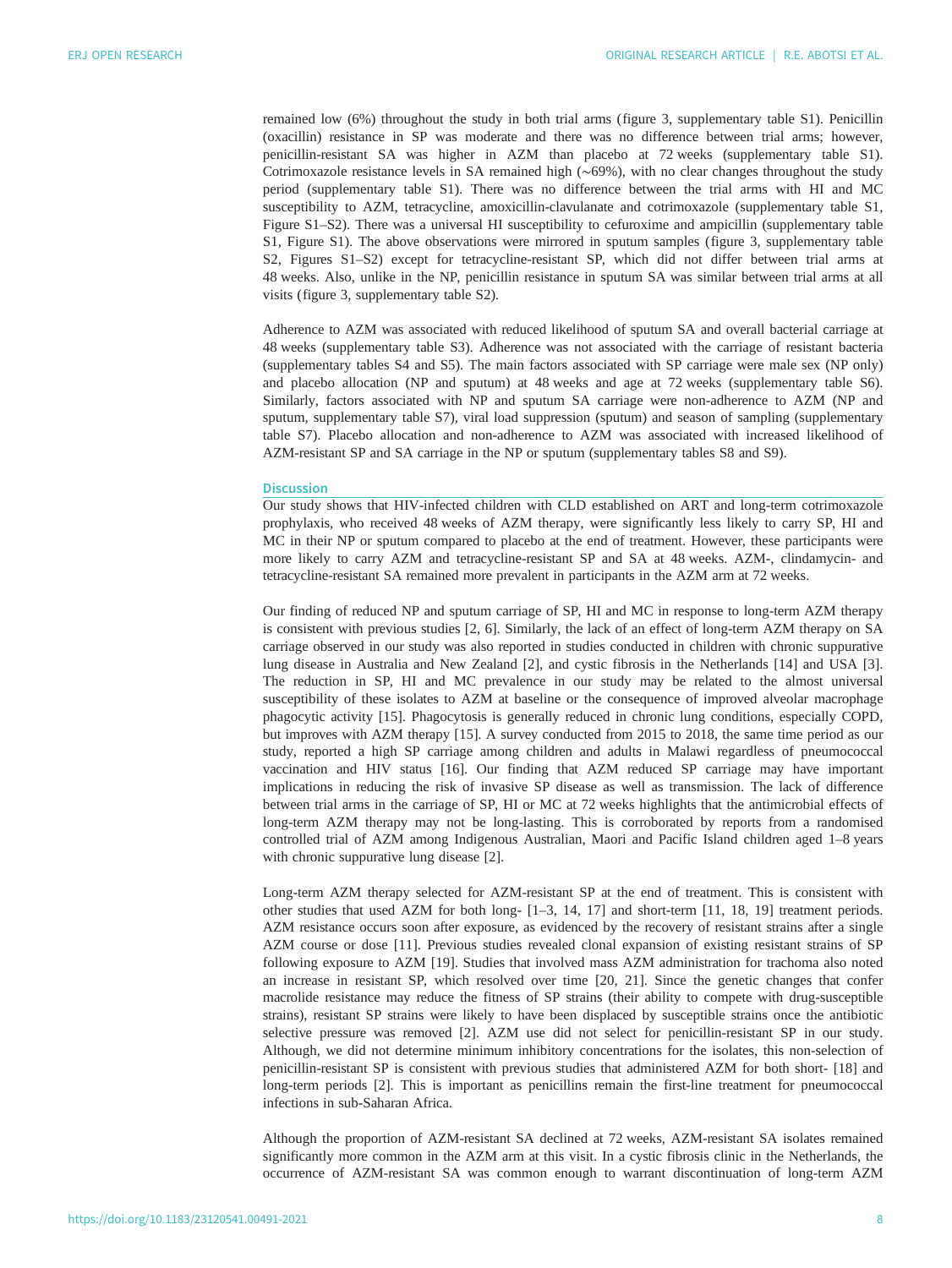remained low (6%) throughout the study in both trial arms (figure 3, supplementary table S1). Penicillin (oxacillin) resistance in SP was moderate and there was no difference between trial arms; however, penicillin-resistant SA was higher in AZM than placebo at 72 weeks (supplementary table S1). Cotrimoxazole resistance levels in SA remained high (~69%), with no clear changes throughout the study period (supplementary table S1). There was no difference between the trial arms with HI and MC susceptibility to AZM, tetracycline, amoxicillin-clavulanate and cotrimoxazole (supplementary table S1, Figure S1–S2). There was a universal HI susceptibility to cefuroxime and ampicillin (supplementary table S1, Figure S1). The above observations were mirrored in sputum samples (figure 3, supplementary table S2, Figures S1–S2) except for tetracycline-resistant SP, which did not differ between trial arms at 48 weeks. Also, unlike in the NP, penicillin resistance in sputum SA was similar between trial arms at all visits (figure 3, supplementary table S2).

Adherence to AZM was associated with reduced likelihood of sputum SA and overall bacterial carriage at 48 weeks (supplementary table S3). Adherence was not associated with the carriage of resistant bacteria (supplementary tables S4 and S5). The main factors associated with SP carriage were male sex (NP only) and placebo allocation (NP and sputum) at 48 weeks and age at 72 weeks (supplementary table S6). Similarly, factors associated with NP and sputum SA carriage were non-adherence to AZM (NP and sputum, supplementary table S7), viral load suppression (sputum) and season of sampling (supplementary table S7). Placebo allocation and non-adherence to AZM was associated with increased likelihood of AZM-resistant SP and SA carriage in the NP or sputum (supplementary tables S8 and S9).

## Discussion

Our study shows that HIV-infected children with CLD established on ART and long-term cotrimoxazole prophylaxis, who received 48 weeks of AZM therapy, were significantly less likely to carry SP, HI and MC in their NP or sputum compared to placebo at the end of treatment. However, these participants were more likely to carry AZM and tetracycline-resistant SP and SA at 48 weeks. AZM-, clindamycin- and tetracycline-resistant SA remained more prevalent in participants in the AZM arm at 72 weeks.

Our finding of reduced NP and sputum carriage of SP, HI and MC in response to long-term AZM therapy is consistent with previous studies [2, 6]. Similarly, the lack of an effect of long-term AZM therapy on SA carriage observed in our study was also reported in studies conducted in children with chronic suppurative lung disease in Australia and New Zealand [2], and cystic fibrosis in the Netherlands [14] and USA [3]. The reduction in SP, HI and MC prevalence in our study may be related to the almost universal susceptibility of these isolates to AZM at baseline or the consequence of improved alveolar macrophage phagocytic activity [15]. Phagocytosis is generally reduced in chronic lung conditions, especially COPD, but improves with AZM therapy [15]. A survey conducted from 2015 to 2018, the same time period as our study, reported a high SP carriage among children and adults in Malawi regardless of pneumococcal vaccination and HIV status [16]. Our finding that AZM reduced SP carriage may have important implications in reducing the risk of invasive SP disease as well as transmission. The lack of difference between trial arms in the carriage of SP, HI or MC at 72 weeks highlights that the antimicrobial effects of long-term AZM therapy may not be long-lasting. This is corroborated by reports from a randomised controlled trial of AZM among Indigenous Australian, Maori and Pacific Island children aged 1–8 years with chronic suppurative lung disease [2].

Long-term AZM therapy selected for AZM-resistant SP at the end of treatment. This is consistent with other studies that used AZM for both long- [1–3, 14, 17] and short-term [11, 18, 19] treatment periods. AZM resistance occurs soon after exposure, as evidenced by the recovery of resistant strains after a single AZM course or dose [11]. Previous studies revealed clonal expansion of existing resistant strains of SP following exposure to AZM [19]. Studies that involved mass AZM administration for trachoma also noted an increase in resistant SP, which resolved over time [20, 21]. Since the genetic changes that confer macrolide resistance may reduce the fitness of SP strains (their ability to compete with drug-susceptible strains), resistant SP strains were likely to have been displaced by susceptible strains once the antibiotic selective pressure was removed [2]. AZM use did not select for penicillin-resistant SP in our study. Although, we did not determine minimum inhibitory concentrations for the isolates, this non-selection of penicillin-resistant SP is consistent with previous studies that administered AZM for both short- [18] and long-term periods [2]. This is important as penicillins remain the first-line treatment for pneumococcal infections in sub-Saharan Africa.

Although the proportion of AZM-resistant SA declined at 72 weeks, AZM-resistant SA isolates remained significantly more common in the AZM arm at this visit. In a cystic fibrosis clinic in the Netherlands, the occurrence of AZM-resistant SA was common enough to warrant discontinuation of long-term AZM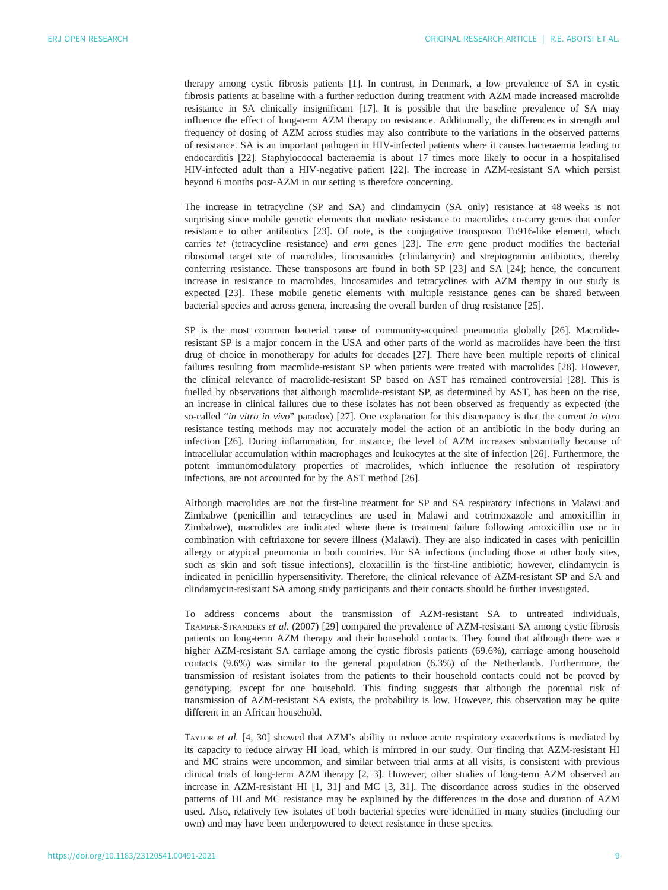therapy among cystic fibrosis patients [1]. In contrast, in Denmark, a low prevalence of SA in cystic fibrosis patients at baseline with a further reduction during treatment with AZM made increased macrolide resistance in SA clinically insignificant [17]. It is possible that the baseline prevalence of SA may influence the effect of long-term AZM therapy on resistance. Additionally, the differences in strength and frequency of dosing of AZM across studies may also contribute to the variations in the observed patterns of resistance. SA is an important pathogen in HIV-infected patients where it causes bacteraemia leading to endocarditis [22]. Staphylococcal bacteraemia is about 17 times more likely to occur in a hospitalised HIV-infected adult than a HIV-negative patient [22]. The increase in AZM-resistant SA which persist beyond 6 months post-AZM in our setting is therefore concerning.

The increase in tetracycline (SP and SA) and clindamycin (SA only) resistance at 48 weeks is not surprising since mobile genetic elements that mediate resistance to macrolides co-carry genes that confer resistance to other antibiotics [23]. Of note, is the conjugative transposon Tn916-like element, which carries *tet* (tetracycline resistance) and *erm* genes [23]. The *erm* gene product modifies the bacterial ribosomal target site of macrolides, lincosamides (clindamycin) and streptogramin antibiotics, thereby conferring resistance. These transposons are found in both SP [23] and SA [24]; hence, the concurrent increase in resistance to macrolides, lincosamides and tetracyclines with AZM therapy in our study is expected [23]. These mobile genetic elements with multiple resistance genes can be shared between bacterial species and across genera, increasing the overall burden of drug resistance [25].

SP is the most common bacterial cause of community-acquired pneumonia globally [26]. Macrolide-resistant SP is a major concern in the USA and other parts of the world as macrolides have been the first drug of choice in monotherapy for adults for decades [27]. There have been multiple reports of clinical failures resulting from macrolide-resistant SP when patients were treated with macrolides [28]. However, the clinical relevance of macrolide-resistant SP based on AST has remained controversial [28]. This is fuelled by observations that although macrolide-resistant SP, as determined by AST, has been on the rise, an increase in clinical failures due to these isolates has not been observed as frequently as expected (the so-called "*in vitro in vivo*" paradox) [27]. One explanation for this discrepancy is that the current *in vitro* resistance testing methods may not accurately model the action of an antibiotic in the body during an infection [26]. During inflammation, for instance, the level of AZM increases substantially because of intracellular accumulation within macrophages and leukocytes at the site of infection [26]. Furthermore, the potent immunomodulatory properties of macrolides, which influence the resolution of respiratory infections, are not accounted for by the AST method [26].

Although macrolides are not the first-line treatment for SP and SA respiratory infections in Malawi and Zimbabwe (penicillin and tetracyclines are used in Malawi and cotrimoxazole and amoxicillin in Zimbabwe), macrolides are indicated where there is treatment failure following amoxicillin use or in combination with ceftriaxone for severe illness (Malawi). They are also indicated in cases with penicillin allergy or atypical pneumonia in both countries. For SA infections (including those at other body sites, such as skin and soft tissue infections), cloxacillin is the first-line antibiotic; however, clindamycin is indicated in penicillin hypersensitivity. Therefore, the clinical relevance of AZM-resistant SP and SA and clindamycin-resistant SA among study participants and their contacts should be further investigated.

To address concerns about the transmission of AZM-resistant SA to untreated individuals, Tramper-Stranders *et al.* (2007) [29] compared the prevalence of AZM-resistant SA among cystic fibrosis patients on long-term AZM therapy and their household contacts. They found that although there was a higher AZM-resistant SA carriage among the cystic fibrosis patients (69.6%), carriage among household contacts (9.6%) was similar to the general population (6.3%) of the Netherlands. Furthermore, the transmission of resistant isolates from the patients to their household contacts could not be proved by genotyping, except for one household. This finding suggests that although the potential risk of transmission of AZM-resistant SA exists, the probability is low. However, this observation may be quite different in an African household.

Taylor *et al.* [4, 30] showed that AZM's ability to reduce acute respiratory exacerbations is mediated by its capacity to reduce airway HI load, which is mirrored in our study. Our finding that AZM-resistant HI and MC strains were uncommon, and similar between trial arms at all visits, is consistent with previous clinical trials of long-term AZM therapy [2, 3]. However, other studies of long-term AZM observed an increase in AZM-resistant HI [1, 31] and MC [3, 31]. The discordance across studies in the observed patterns of HI and MC resistance may be explained by the differences in the dose and duration of AZM used. Also, relatively few isolates of both bacterial species were identified in many studies (including our own) and may have been underpowered to detect resistance in these species.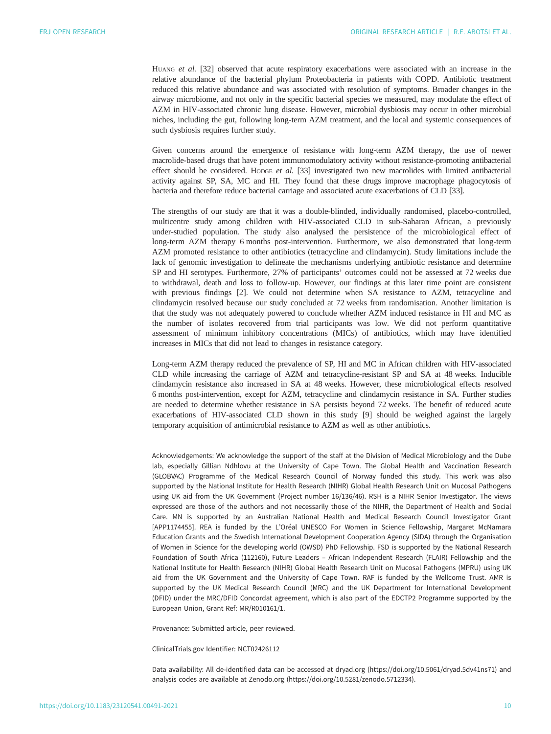Huang *et al.* [32] observed that acute respiratory exacerbations were associated with an increase in the relative abundance of the bacterial phylum Proteobacteria in patients with COPD. Antibiotic treatment reduced this relative abundance and was associated with resolution of symptoms. Broader changes in the airway microbiome, and not only in the specific bacterial species we measured, may modulate the effect of AZM in HIV-associated chronic lung disease. However, microbial dysbiosis may occur in other microbial niches, including the gut, following long-term AZM treatment, and the local and systemic consequences of such dysbiosis requires further study.

Given concerns around the emergence of resistance with long-term AZM therapy, the use of newer macrolide-based drugs that have potent immunomodulatory activity without resistance-promoting antibacterial effect should be considered. Hodge *et al.* [33] investigated two new macrolides with limited antibacterial activity against SP, SA, MC and HI. They found that these drugs improve macrophage phagocytosis of bacteria and therefore reduce bacterial carriage and associated acute exacerbations of CLD [33].

The strengths of our study are that it was a double-blinded, individually randomised, placebo-controlled, multicentre study among children with HIV-associated CLD in sub-Saharan African, a previously under-studied population. The study also analysed the persistence of the microbiological effect of long-term AZM therapy 6 months post-intervention. Furthermore, we also demonstrated that long-term AZM promoted resistance to other antibiotics (tetracycline and clindamycin). Study limitations include the lack of genomic investigation to delineate the mechanisms underlying antibiotic resistance and determine SP and HI serotypes. Furthermore, 27% of participants' outcomes could not be assessed at 72 weeks due to withdrawal, death and loss to follow-up. However, our findings at this later time point are consistent with previous findings [2]. We could not determine when SA resistance to AZM, tetracycline and clindamycin resolved because our study concluded at 72 weeks from randomisation. Another limitation is that the study was not adequately powered to conclude whether AZM induced resistance in HI and MC as the number of isolates recovered from trial participants was low. We did not perform quantitative assessment of minimum inhibitory concentrations (MICs) of antibiotics, which may have identified increases in MICs that did not lead to changes in resistance category.

Long-term AZM therapy reduced the prevalence of SP, HI and MC in African children with HIV-associated CLD while increasing the carriage of AZM and tetracycline-resistant SP and SA at 48 weeks. Inducible clindamycin resistance also increased in SA at 48 weeks. However, these microbiological effects resolved 6 months post-intervention, except for AZM, tetracycline and clindamycin resistance in SA. Further studies are needed to determine whether resistance in SA persists beyond 72 weeks. The benefit of reduced acute exacerbations of HIV-associated CLD shown in this study [9] should be weighed against the largely temporary acquisition of antimicrobial resistance to AZM as well as other antibiotics.

Acknowledgements: We acknowledge the support of the staff at the Division of Medical Microbiology and the Dube lab, especially Gillian Ndhlovu at the University of Cape Town. The Global Health and Vaccination Research (GLOBVAC) Programme of the Medical Research Council of Norway funded this study. This work was also supported by the National Institute for Health Research (NIHR) Global Health Research Unit on Mucosal Pathogens using UK aid from the UK Government (Project number 16/136/46). RSH is a NIHR Senior Investigator. The views expressed are those of the authors and not necessarily those of the NIHR, the Department of Health and Social Care. MN is supported by an Australian National Health and Medical Research Council Investigator Grant [APP1174455]. REA is funded by the L'Oréal UNESCO For Women in Science Fellowship, Margaret McNamara Education Grants and the Swedish International Development Cooperation Agency (SIDA) through the Organisation of Women in Science for the developing world (OWSD) PhD Fellowship. FSD is supported by the National Research Foundation of South Africa (112160), Future Leaders – African Independent Research (FLAIR) Fellowship and the National Institute for Health Research (NIHR) Global Health Research Unit on Mucosal Pathogens (MPRU) using UK aid from the UK Government and the University of Cape Town. RAF is funded by the Wellcome Trust. AMR is supported by the UK Medical Research Council (MRC) and the UK Department for International Development (DFID) under the MRC/DFID Concordat agreement, which is also part of the EDCTP2 Programme supported by the European Union, Grant Ref: MR/R010161/1.

Provenance: Submitted article, peer reviewed.

ClinicalTrials.gov Identifier: NCT02426112

Data availability: All de-identified data can be accessed at dryad.org (https://doi.org/10.5061/dryad.5dv41ns71) and analysis codes are available at Zenodo.org (https://doi.org/10.5281/zenodo.5712334).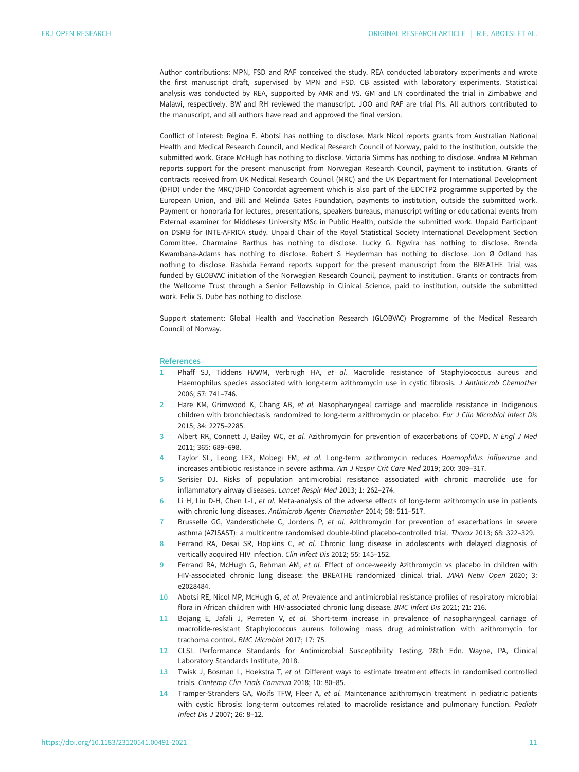Author contributions: MPN, FSD and RAF conceived the study. REA conducted laboratory experiments and wrote the first manuscript draft, supervised by MPN and FSD. CB assisted with laboratory experiments. Statistical analysis was conducted by REA, supported by AMR and VS. GM and LN coordinated the trial in Zimbabwe and Malawi, respectively. BW and RH reviewed the manuscript. JOO and RAF are trial PIs. All authors contributed to the manuscript, and all authors have read and approved the final version.

Conflict of interest: Regina E. Abotsi has nothing to disclose. Mark Nicol reports grants from Australian National Health and Medical Research Council, and Medical Research Council of Norway, paid to the institution, outside the submitted work. Grace McHugh has nothing to disclose. Victoria Simms has nothing to disclose. Andrea M Rehman reports support for the present manuscript from Norwegian Research Council, payment to institution. Grants of contracts received from UK Medical Research Council (MRC) and the UK Department for International Development (DFID) under the MRC/DFID Concordat agreement which is also part of the EDCTP2 programme supported by the European Union, and Bill and Melinda Gates Foundation, payments to institution, outside the submitted work. Payment or honoraria for lectures, presentations, speakers bureaus, manuscript writing or educational events from External examiner for Middlesex University MSc in Public Health, outside the submitted work. Unpaid Participant on DSMB for INTE-AFRICA study. Unpaid Chair of the Royal Statistical Society International Development Section Committee. Charmaine Barthus has nothing to disclose. Lucky G. Ngwira has nothing to disclose. Brenda Kwambana-Adams has nothing to disclose. Robert S Heyderman has nothing to disclose. Jon Ø Odland has nothing to disclose. Rashida Ferrand reports support for the present manuscript from the BREATHE Trial was funded by GLOBVAC initiation of the Norwegian Research Council, payment to institution. Grants or contracts from the Wellcome Trust through a Senior Fellowship in Clinical Science, paid to institution, outside the submitted work. Felix S. Dube has nothing to disclose.

Support statement: Global Health and Vaccination Research (GLOBVAC) Programme of the Medical Research Council of Norway.

## References

1. Phaff SJ, Tiddens HAWM, Verbrugh HA, *et al.* Macrolide resistance of Staphylococcus aureus and Haemophilus species associated with long-term azithromycin use in cystic fibrosis. *J Antimicrob Chemother* 2006; 57: 741–746.
2. Hare KM, Grimwood K, Chang AB, *et al.* Nasopharyngeal carriage and macrolide resistance in Indigenous children with bronchiectasis randomized to long-term azithromycin or placebo. *Eur J Clin Microbiol Infect Dis* 2015; 34: 2275–2285.
3. Albert RK, Connett J, Bailey WC, *et al.* Azithromycin for prevention of exacerbations of COPD. *N Engl J Med* 2011; 365: 689–698.
4. Taylor SL, Leong LEX, Mobegi FM, *et al.* Long-term azithromycin reduces *Haemophilus influenzae* and increases antibiotic resistance in severe asthma. *Am J Respir Crit Care Med* 2019; 200: 309–317.
5. Serisier DJ. Risks of population antimicrobial resistance associated with chronic macrolide use for inflammatory airway diseases. *Lancet Respir Med* 2013; 1: 262–274.
6. Li H, Liu D-H, Chen L-L, *et al.* Meta-analysis of the adverse effects of long-term azithromycin use in patients with chronic lung diseases. *Antimicrob Agents Chemother* 2014; 58: 511–517.
7. Brusselle GG, Vanderstichele C, Jordens P, *et al.* Azithromycin for prevention of exacerbations in severe asthma (AZISAST): a multicentre randomised double-blind placebo-controlled trial. *Thorax* 2013; 68: 322–329.
8. Ferrand RA, Desai SR, Hopkins C, *et al.* Chronic lung disease in adolescents with delayed diagnosis of vertically acquired HIV infection. *Clin Infect Dis* 2012; 55: 145–152.
9. Ferrand RA, McHugh G, Rehman AM, *et al.* Effect of once-weekly Azithromycin vs placebo in children with HIV-associated chronic lung disease: the BREATHE randomized clinical trial. *JAMA Netw Open* 2020; 3: e2028484.
10. Abotsi RE, Nicol MP, McHugh G, *et al.* Prevalence and antimicrobial resistance profiles of respiratory microbial flora in African children with HIV-associated chronic lung disease. *BMC Infect Dis* 2021; 21: 216.
11. Bojang E, Jafali J, Perreten V, *et al.* Short-term increase in prevalence of nasopharyngeal carriage of macrolide-resistant Staphylococcus aureus following mass drug administration with azithromycin for trachoma control. *BMC Microbiol* 2017; 17: 75.
12. CLSI. Performance Standards for Antimicrobial Susceptibility Testing. 28th Edn. Wayne, PA, Clinical Laboratory Standards Institute, 2018.
13. Twisk J, Bosman L, Hoekstra T, *et al.* Different ways to estimate treatment effects in randomised controlled trials. *Contemp Clin Trials Commun* 2018; 10: 80–85.
14. Tramper-Stranders GA, Wolfs TFW, Fleer A, *et al.* Maintenance azithromycin treatment in pediatric patients with cystic fibrosis: long-term outcomes related to macrolide resistance and pulmonary function. *Pediatr Infect Dis J* 2007; 26: 8–12.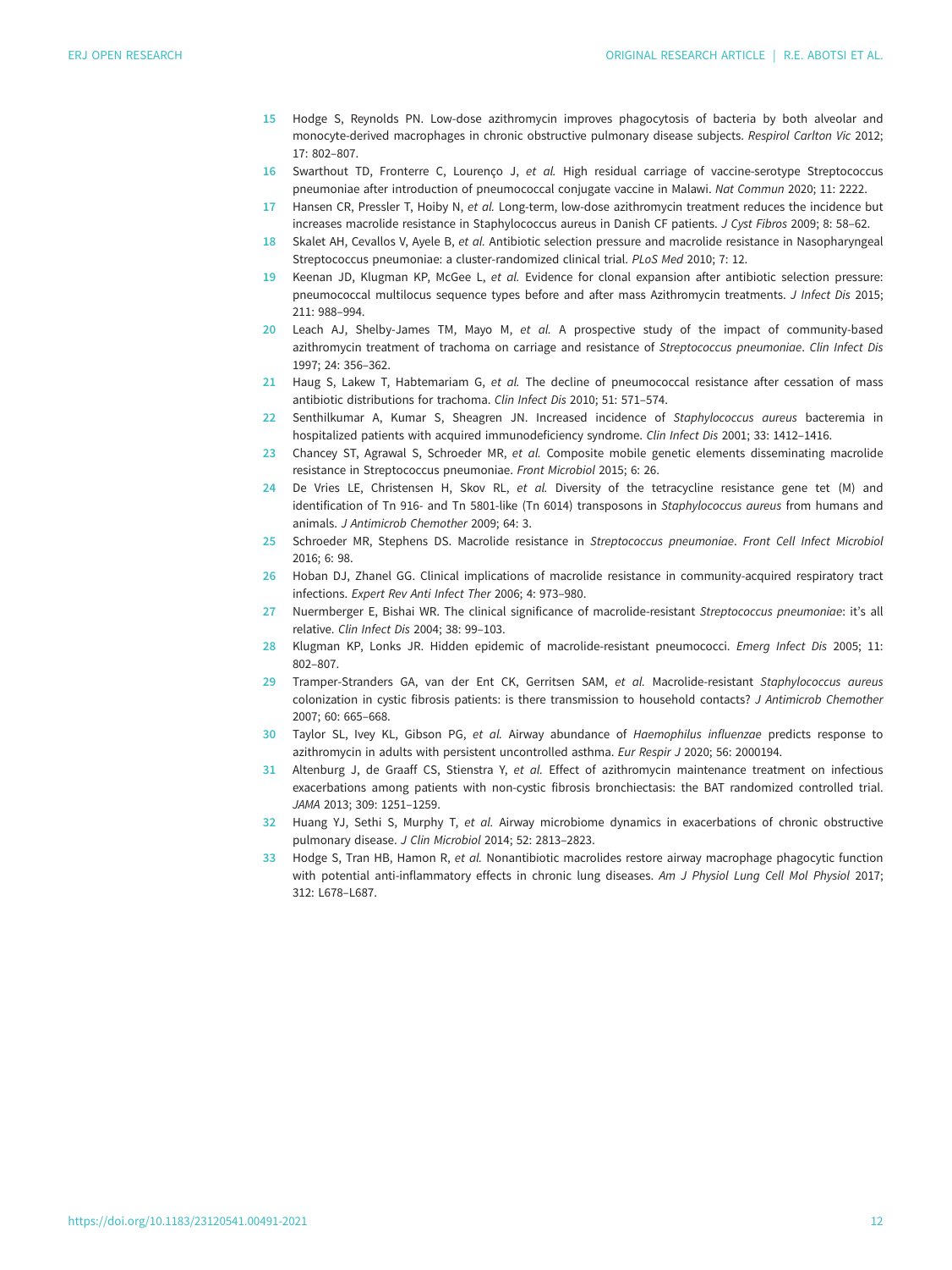15 Hodge S, Reynolds PN. Low-dose azithromycin improves phagocytosis of bacteria by both alveolar and monocyte-derived macrophages in chronic obstructive pulmonary disease subjects. *Respirol Carlton Vic* 2012; 17: 802–807.

16 Swarthout TD, Fronterre C, Lourenço J, *et al.* High residual carriage of vaccine-serotype Streptococcus pneumoniae after introduction of pneumococcal conjugate vaccine in Malawi. *Nat Commun* 2020; 11: 2222.

17 Hansen CR, Pressler T, Hoiby N, *et al.* Long-term, low-dose azithromycin treatment reduces the incidence but increases macrolide resistance in Staphylococcus aureus in Danish CF patients. *J Cyst Fibros* 2009; 8: 58–62.

18 Skalet AH, Cevallos V, Ayele B, *et al.* Antibiotic selection pressure and macrolide resistance in Nasopharyngeal Streptococcus pneumoniae: a cluster-randomized clinical trial. *PLoS Med* 2010; 7: 12.

19 Keenan JD, Klugman KP, McGee L, *et al.* Evidence for clonal expansion after antibiotic selection pressure: pneumococcal multilocus sequence types before and after mass Azithromycin treatments. *J Infect Dis* 2015; 211: 988–994.

20 Leach AJ, Shelby-James TM, Mayo M, *et al.* A prospective study of the impact of community-based azithromycin treatment of trachoma on carriage and resistance of *Streptococcus pneumoniae*. *Clin Infect Dis* 1997; 24: 356–362.

21 Haug S, Lakew T, Habtemariam G, *et al.* The decline of pneumococcal resistance after cessation of mass antibiotic distributions for trachoma. *Clin Infect Dis* 2010; 51: 571–574.

22 Senthilkumar A, Kumar S, Sheagren JN. Increased incidence of *Staphylococcus aureus* bacteremia in hospitalized patients with acquired immunodeficiency syndrome. *Clin Infect Dis* 2001; 33: 1412–1416.

23 Chancey ST, Agrawal S, Schroeder MR, *et al.* Composite mobile genetic elements disseminating macrolide resistance in Streptococcus pneumoniae. *Front Microbiol* 2015; 6: 26.

24 De Vries LE, Christensen H, Skov RL, *et al.* Diversity of the tetracycline resistance gene tet (M) and identification of Tn 916- and Tn 5801-like (Tn 6014) transposons in *Staphylococcus aureus* from humans and animals. *J Antimicrob Chemother* 2009; 64: 3.

25 Schroeder MR, Stephens DS. Macrolide resistance in *Streptococcus pneumoniae*. *Front Cell Infect Microbiol* 2016; 6: 98.

26 Hoban DJ, Zhanel GG. Clinical implications of macrolide resistance in community-acquired respiratory tract infections. *Expert Rev Anti Infect Ther* 2006; 4: 973–980.

27 Nuermberger E, Bishai WR. The clinical significance of macrolide-resistant *Streptococcus pneumoniae*: it's all relative. *Clin Infect Dis* 2004; 38: 99–103.

28 Klugman KP, Lonks JR. Hidden epidemic of macrolide-resistant pneumococci. *Emerg Infect Dis* 2005; 11: 802–807.

29 Tramper-Stranders GA, van der Ent CK, Gerritsen SAM, *et al.* Macrolide-resistant *Staphylococcus aureus* colonization in cystic fibrosis patients: is there transmission to household contacts? *J Antimicrob Chemother* 2007; 60: 665–668.

30 Taylor SL, Ivey KL, Gibson PG, *et al.* Airway abundance of *Haemophilus influenzae* predicts response to azithromycin in adults with persistent uncontrolled asthma. *Eur Respir J* 2020; 56: 2000194.

31 Altenburg J, de Graaff CS, Stienstra Y, *et al.* Effect of azithromycin maintenance treatment on infectious exacerbations among patients with non-cystic fibrosis bronchiectasis: the BAT randomized controlled trial. *JAMA* 2013; 309: 1251–1259.

32 Huang YJ, Sethi S, Murphy T, *et al.* Airway microbiome dynamics in exacerbations of chronic obstructive pulmonary disease. *J Clin Microbiol* 2014; 52: 2813–2823.

33 Hodge S, Tran HB, Hamon R, *et al.* Nonantibiotic macrolides restore airway macrophage phagocytic function with potential anti-inflammatory effects in chronic lung diseases. *Am J Physiol Lung Cell Mol Physiol* 2017; 312: L678–L687.